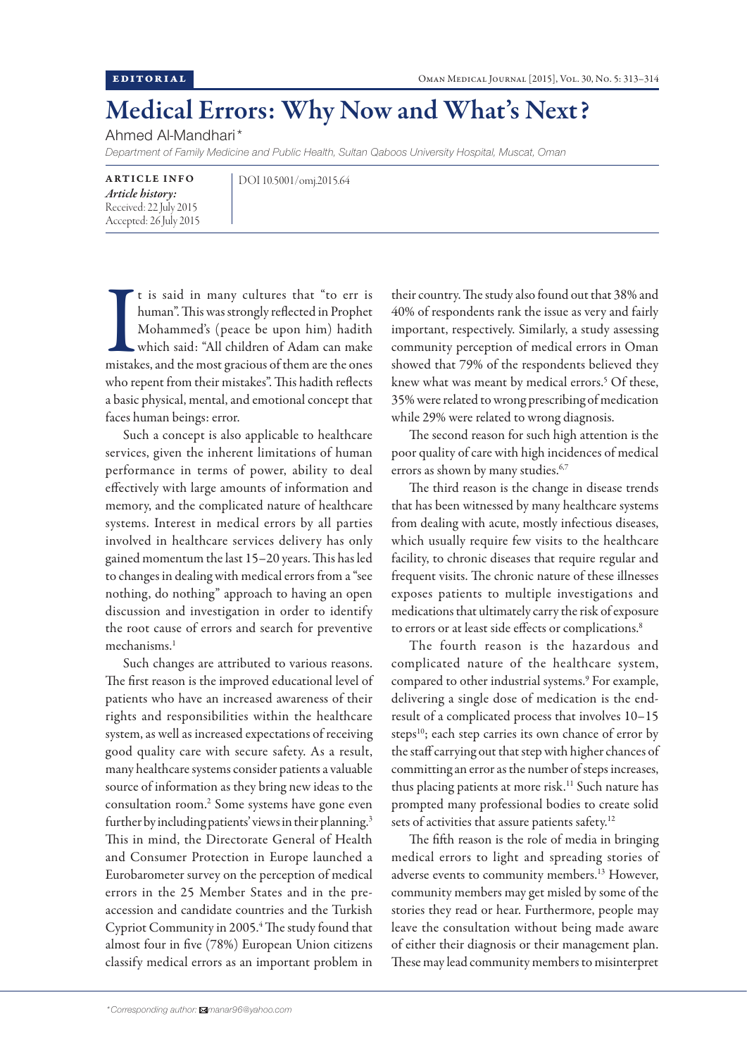EDITORIAL

# Medical Errors: Why Now and What's Next?

Ahmed Al-Mandhari*

*Department of Family Medicine and Public Health, Sultan Qaboos University Hospital, Muscat, Oman*

**ARTICLE INFO**
*Article history:*
Received: 22 July 2015
Accepted: 26 July 2015

DOI 10.5001/omj.2015.64

It is said in many cultures that "to err is human". This was strongly reflected in Prophet Mohammed's (peace be upon him) hadith which said: "All children of Adam can make mistakes, and the most gracious of them are the ones who repent from their mistakes". This hadith reflects a basic physical, mental, and emotional concept that faces human beings: error.

Such a concept is also applicable to healthcare services, given the inherent limitations of human performance in terms of power, ability to deal effectively with large amounts of information and memory, and the complicated nature of healthcare systems. Interest in medical errors by all parties involved in healthcare services delivery has only gained momentum the last 15–20 years. This has led to changes in dealing with medical errors from a "see nothing, do nothing" approach to having an open discussion and investigation in order to identify the root cause of errors and search for preventive mechanisms.[1]

Such changes are attributed to various reasons. The first reason is the improved educational level of patients who have an increased awareness of their rights and responsibilities within the healthcare system, as well as increased expectations of receiving good quality care with secure safety. As a result, many healthcare systems consider patients a valuable source of information as they bring new ideas to the consultation room.[2] Some systems have gone even further by including patients' views in their planning.[3] This in mind, the Directorate General of Health and Consumer Protection in Europe launched a Eurobarometer survey on the perception of medical errors in the 25 Member States and in the pre-accession and candidate countries and the Turkish Cypriot Community in 2005.[4] The study found that almost four in five (78%) European Union citizens classify medical errors as an important problem in their country. The study also found out that 38% and 40% of respondents rank the issue as very and fairly important, respectively. Similarly, a study assessing community perception of medical errors in Oman showed that 79% of the respondents believed they knew what was meant by medical errors.[5] Of these, 35% were related to wrong prescribing of medication while 29% were related to wrong diagnosis.

The second reason for such high attention is the poor quality of care with high incidences of medical errors as shown by many studies.[6,7]

The third reason is the change in disease trends that has been witnessed by many healthcare systems from dealing with acute, mostly infectious diseases, which usually require few visits to the healthcare facility, to chronic diseases that require regular and frequent visits. The chronic nature of these illnesses exposes patients to multiple investigations and medications that ultimately carry the risk of exposure to errors or at least side effects or complications.[8]

The fourth reason is the hazardous and complicated nature of the healthcare system, compared to other industrial systems.[9] For example, delivering a single dose of medication is the end-result of a complicated process that involves 10–15 steps[10]; each step carries its own chance of error by the staff carrying out that step with higher chances of committing an error as the number of steps increases, thus placing patients at more risk.[11] Such nature has prompted many professional bodies to create solid sets of activities that assure patients safety.[12]

The fifth reason is the role of media in bringing medical errors to light and spreading stories of adverse events to community members.[13] However, community members may get misled by some of the stories they read or hear. Furthermore, people may leave the consultation without being made aware of either their diagnosis or their management plan. These may lead community members to misinterpret

*Corresponding author: manar96@yahoo.com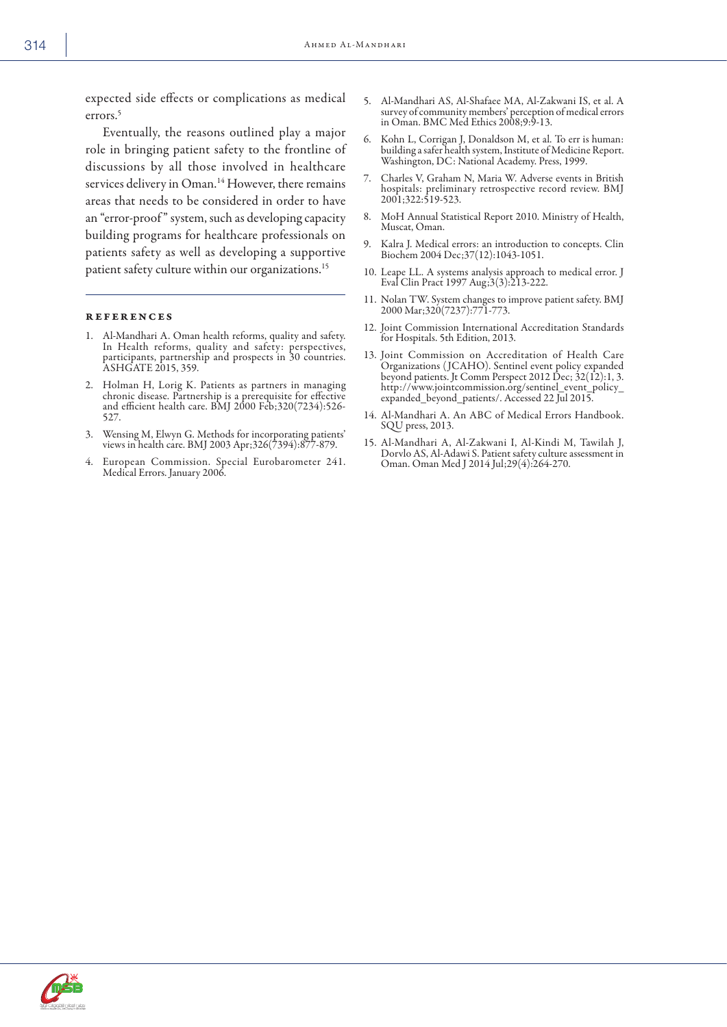expected side effects or complications as medical errors.[5]

Eventually, the reasons outlined play a major role in bringing patient safety to the frontline of discussions by all those involved in healthcare services delivery in Oman.[14] However, there remains areas that needs to be considered in order to have an "error-proof" system, such as developing capacity building programs for healthcare professionals on patients safety as well as developing a supportive patient safety culture within our organizations.[15]

## References

1. Al-Mandhari A. Oman health reforms, quality and safety. In Health reforms, quality and safety: perspectives, participants, partnership and prospects in 30 countries. ASHGATE 2015, 359.
2. Holman H, Lorig K. Patients as partners in managing chronic disease. Partnership is a prerequisite for effective and efficient health care. BMJ 2000 Feb;320(7234):526-527.
3. Wensing M, Elwyn G. Methods for incorporating patients' views in health care. BMJ 2003 Apr;326(7394):877-879.
4. European Commission. Special Eurobarometer 241. Medical Errors. January 2006.
5. Al-Mandhari AS, Al-Shafaee MA, Al-Zakwani IS, et al. A survey of community members' perception of medical errors in Oman. BMC Med Ethics 2008;9:9-13.
6. Kohn L, Corrigan J, Donaldson M, et al. To err is human: building a safer health system, Institute of Medicine Report. Washington, DC: National Academy. Press, 1999.
7. Charles V, Graham N, Maria W. Adverse events in British hospitals: preliminary retrospective record review. BMJ 2001;322:519-523.
8. MoH Annual Statistical Report 2010. Ministry of Health, Muscat, Oman.
9. Kalra J. Medical errors: an introduction to concepts. Clin Biochem 2004 Dec;37(12):1043-1051.
10. Leape LL. A systems analysis approach to medical error. J Eval Clin Pract 1997 Aug;3(3):213-222.
11. Nolan TW. System changes to improve patient safety. BMJ 2000 Mar;320(7237):771-773.
12. Joint Commission International Accreditation Standards for Hospitals. 5th Edition, 2013.
13. Joint Commission on Accreditation of Health Care Organizations (JCAHO). Sentinel event policy expanded beyond patients. Jt Comm Perspect 2012 Dec; 32(12):1, 3. http://www.jointcommission.org/sentinel_event_policy_expanded_beyond_patients/. Accessed 22 Jul 2015.
14. Al-Mandhari A. An ABC of Medical Errors Handbook. SQU press, 2013.
15. Al-Mandhari A, Al-Zakwani I, Al-Kindi M, Tawilah J, Dorvlo AS, Al-Adawi S. Patient safety culture assessment in Oman. Oman Med J 2014 Jul;29(4):264-270.